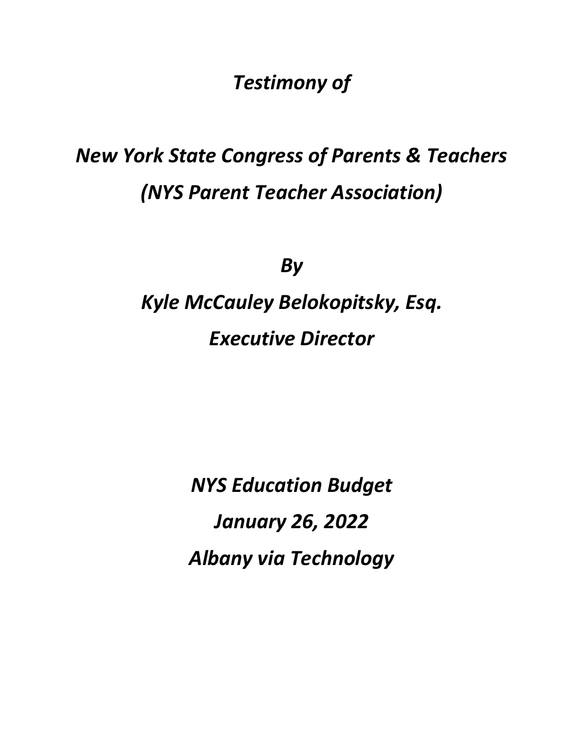*Testimony of*

*New York State Congress of Parents & Teachers*
*(NYS Parent Teacher Association)*

*By*

*Kyle McCauley Belokopitsky, Esq.*
*Executive Director*

*NYS Education Budget*
*January 26, 2022*
*Albany via Technology*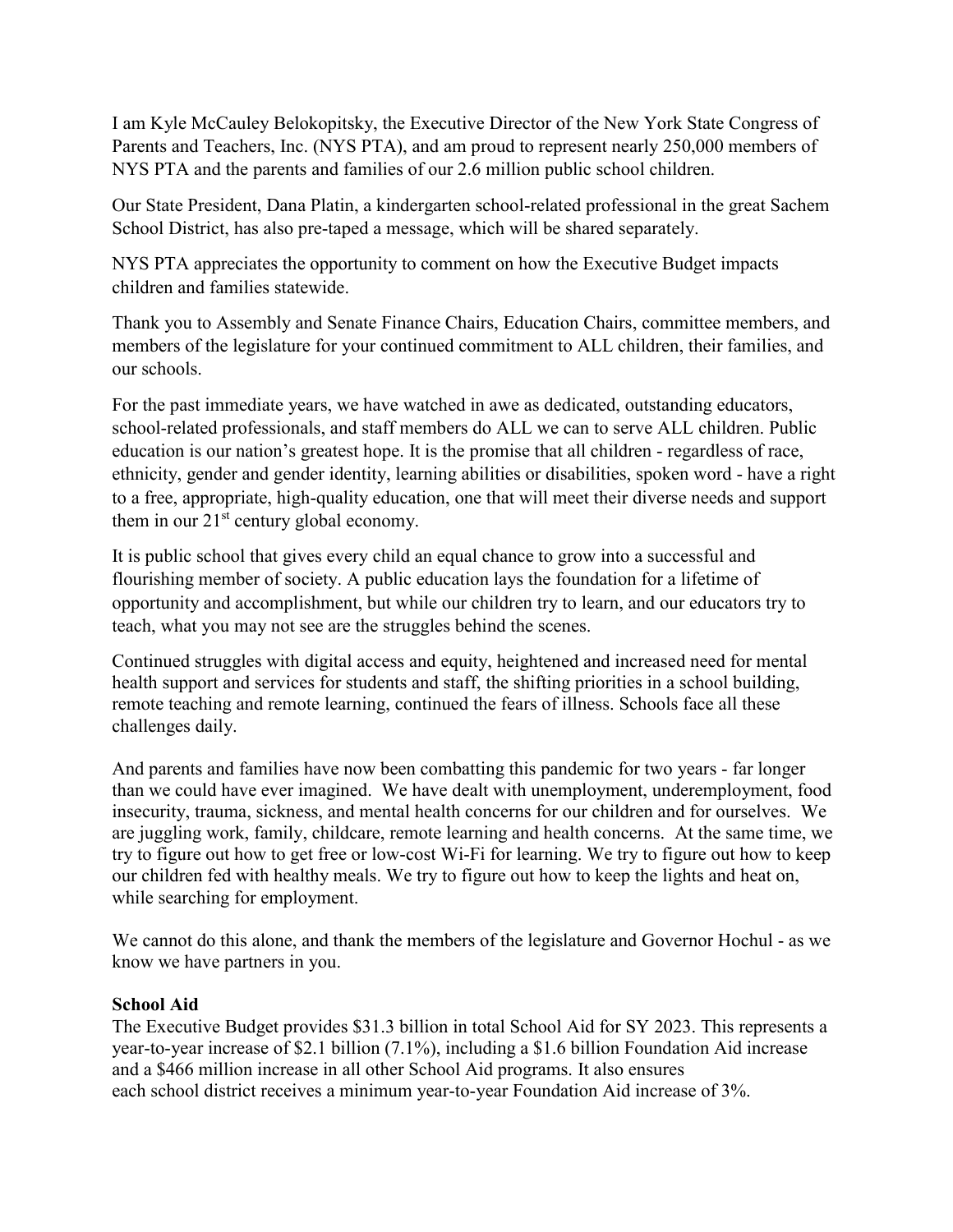I am Kyle McCauley Belokopitsky, the Executive Director of the New York State Congress of Parents and Teachers, Inc. (NYS PTA), and am proud to represent nearly 250,000 members of NYS PTA and the parents and families of our 2.6 million public school children.

Our State President, Dana Platin, a kindergarten school-related professional in the great Sachem School District, has also pre-taped a message, which will be shared separately.

NYS PTA appreciates the opportunity to comment on how the Executive Budget impacts children and families statewide.

Thank you to Assembly and Senate Finance Chairs, Education Chairs, committee members, and members of the legislature for your continued commitment to ALL children, their families, and our schools.

For the past immediate years, we have watched in awe as dedicated, outstanding educators, school-related professionals, and staff members do ALL we can to serve ALL children. Public education is our nation's greatest hope. It is the promise that all children - regardless of race, ethnicity, gender and gender identity, learning abilities or disabilities, spoken word - have a right to a free, appropriate, high-quality education, one that will meet their diverse needs and support them in our 21st century global economy.

It is public school that gives every child an equal chance to grow into a successful and flourishing member of society. A public education lays the foundation for a lifetime of opportunity and accomplishment, but while our children try to learn, and our educators try to teach, what you may not see are the struggles behind the scenes.

Continued struggles with digital access and equity, heightened and increased need for mental health support and services for students and staff, the shifting priorities in a school building, remote teaching and remote learning, continued the fears of illness. Schools face all these challenges daily.

And parents and families have now been combatting this pandemic for two years - far longer than we could have ever imagined. We have dealt with unemployment, underemployment, food insecurity, trauma, sickness, and mental health concerns for our children and for ourselves. We are juggling work, family, childcare, remote learning and health concerns. At the same time, we try to figure out how to get free or low-cost Wi-Fi for learning. We try to figure out how to keep our children fed with healthy meals. We try to figure out how to keep the lights and heat on, while searching for employment.

We cannot do this alone, and thank the members of the legislature and Governor Hochul - as we know we have partners in you.

**School Aid**

The Executive Budget provides $31.3 billion in total School Aid for SY 2023. This represents a year-to-year increase of $2.1 billion (7.1%), including a $1.6 billion Foundation Aid increase and a $466 million increase in all other School Aid programs. It also ensures each school district receives a minimum year-to-year Foundation Aid increase of 3%.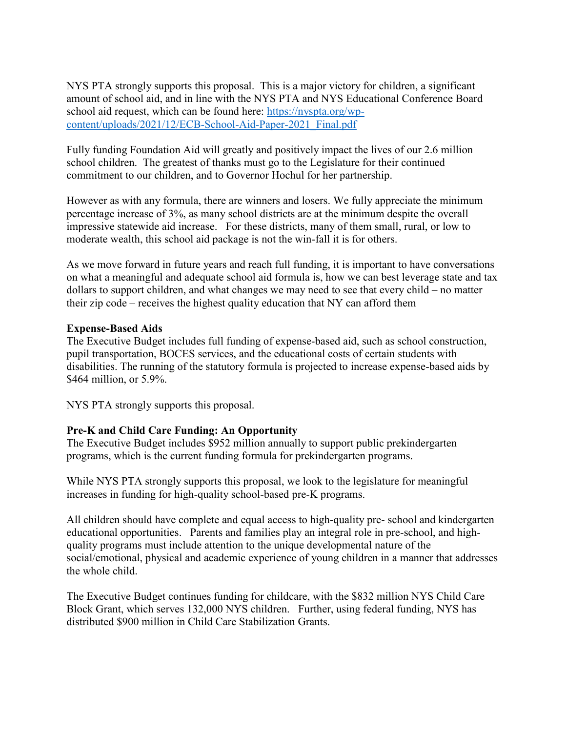NYS PTA strongly supports this proposal. This is a major victory for children, a significant amount of school aid, and in line with the NYS PTA and NYS Educational Conference Board school aid request, which can be found here: [https://nyspta.org/wp-content/uploads/2021/12/ECB-School-Aid-Paper-2021_Final.pdf](https://nyspta.org/wp-content/uploads/2021/12/ECB-School-Aid-Paper-2021_Final.pdf)

Fully funding Foundation Aid will greatly and positively impact the lives of our 2.6 million school children. The greatest of thanks must go to the Legislature for their continued commitment to our children, and to Governor Hochul for her partnership.

However as with any formula, there are winners and losers. We fully appreciate the minimum percentage increase of 3%, as many school districts are at the minimum despite the overall impressive statewide aid increase. For these districts, many of them small, rural, or low to moderate wealth, this school aid package is not the win-fall it is for others.

As we move forward in future years and reach full funding, it is important to have conversations on what a meaningful and adequate school aid formula is, how we can best leverage state and tax dollars to support children, and what changes we may need to see that every child – no matter their zip code – receives the highest quality education that NY can afford them

**Expense-Based Aids**
The Executive Budget includes full funding of expense-based aid, such as school construction, pupil transportation, BOCES services, and the educational costs of certain students with disabilities. The running of the statutory formula is projected to increase expense-based aids by $464 million, or 5.9%.

NYS PTA strongly supports this proposal.

**Pre-K and Child Care Funding: An Opportunity**
The Executive Budget includes $952 million annually to support public prekindergarten programs, which is the current funding formula for prekindergarten programs.

While NYS PTA strongly supports this proposal, we look to the legislature for meaningful increases in funding for high-quality school-based pre-K programs.

All children should have complete and equal access to high-quality pre- school and kindergarten educational opportunities. Parents and families play an integral role in pre-school, and high-quality programs must include attention to the unique developmental nature of the social/emotional, physical and academic experience of young children in a manner that addresses the whole child.

The Executive Budget continues funding for childcare, with the $832 million NYS Child Care Block Grant, which serves 132,000 NYS children. Further, using federal funding, NYS has distributed $900 million in Child Care Stabilization Grants.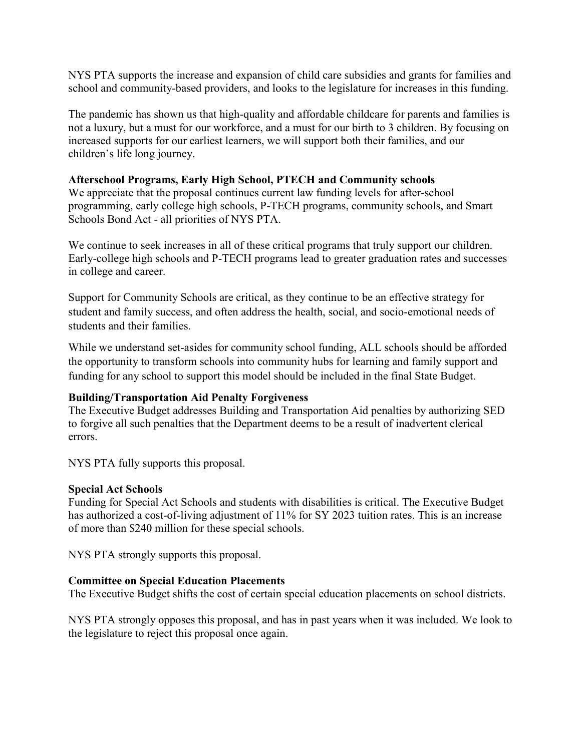NYS PTA supports the increase and expansion of child care subsidies and grants for families and school and community-based providers, and looks to the legislature for increases in this funding.

The pandemic has shown us that high-quality and affordable childcare for parents and families is not a luxury, but a must for our workforce, and a must for our birth to 3 children. By focusing on increased supports for our earliest learners, we will support both their families, and our children's life long journey.

**Afterschool Programs, Early High School, PTECH and Community schools**
We appreciate that the proposal continues current law funding levels for after-school programming, early college high schools, P-TECH programs, community schools, and Smart Schools Bond Act - all priorities of NYS PTA.

We continue to seek increases in all of these critical programs that truly support our children. Early-college high schools and P-TECH programs lead to greater graduation rates and successes in college and career.

Support for Community Schools are critical, as they continue to be an effective strategy for student and family success, and often address the health, social, and socio-emotional needs of students and their families.

While we understand set-asides for community school funding, ALL schools should be afforded the opportunity to transform schools into community hubs for learning and family support and funding for any school to support this model should be included in the final State Budget.

**Building/Transportation Aid Penalty Forgiveness**
The Executive Budget addresses Building and Transportation Aid penalties by authorizing SED to forgive all such penalties that the Department deems to be a result of inadvertent clerical errors.

NYS PTA fully supports this proposal.

**Special Act Schools**
Funding for Special Act Schools and students with disabilities is critical. The Executive Budget has authorized a cost-of-living adjustment of 11% for SY 2023 tuition rates. This is an increase of more than $240 million for these special schools.

NYS PTA strongly supports this proposal.

**Committee on Special Education Placements**
The Executive Budget shifts the cost of certain special education placements on school districts.

NYS PTA strongly opposes this proposal, and has in past years when it was included. We look to the legislature to reject this proposal once again.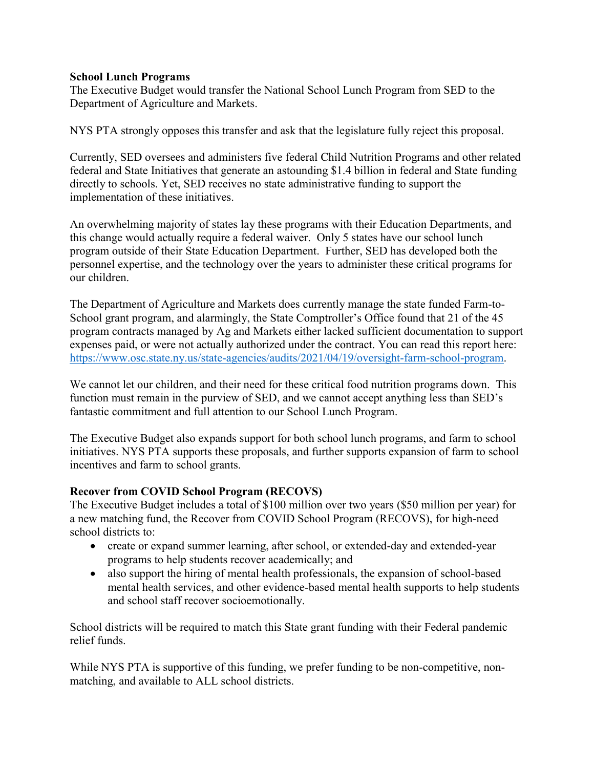**School Lunch Programs**
The Executive Budget would transfer the National School Lunch Program from SED to the Department of Agriculture and Markets.

NYS PTA strongly opposes this transfer and ask that the legislature fully reject this proposal.

Currently, SED oversees and administers five federal Child Nutrition Programs and other related federal and State Initiatives that generate an astounding $1.4 billion in federal and State funding directly to schools. Yet, SED receives no state administrative funding to support the implementation of these initiatives.

An overwhelming majority of states lay these programs with their Education Departments, and this change would actually require a federal waiver. Only 5 states have our school lunch program outside of their State Education Department. Further, SED has developed both the personnel expertise, and the technology over the years to administer these critical programs for our children.

The Department of Agriculture and Markets does currently manage the state funded Farm-to-School grant program, and alarmingly, the State Comptroller's Office found that 21 of the 45 program contracts managed by Ag and Markets either lacked sufficient documentation to support expenses paid, or were not actually authorized under the contract. You can read this report here: [https://www.osc.state.ny.us/state-agencies/audits/2021/04/19/oversight-farm-school-program](https://www.osc.state.ny.us/state-agencies/audits/2021/04/19/oversight-farm-school-program).

We cannot let our children, and their need for these critical food nutrition programs down. This function must remain in the purview of SED, and we cannot accept anything less than SED's fantastic commitment and full attention to our School Lunch Program.

The Executive Budget also expands support for both school lunch programs, and farm to school initiatives. NYS PTA supports these proposals, and further supports expansion of farm to school incentives and farm to school grants.

**Recover from COVID School Program (RECOVS)**
The Executive Budget includes a total of $100 million over two years ($50 million per year) for a new matching fund, the Recover from COVID School Program (RECOVS), for high-need school districts to:

- create or expand summer learning, after school, or extended-day and extended-year programs to help students recover academically; and
- also support the hiring of mental health professionals, the expansion of school-based mental health services, and other evidence-based mental health supports to help students and school staff recover socioemotionally.

School districts will be required to match this State grant funding with their Federal pandemic relief funds.

While NYS PTA is supportive of this funding, we prefer funding to be non-competitive, non-matching, and available to ALL school districts.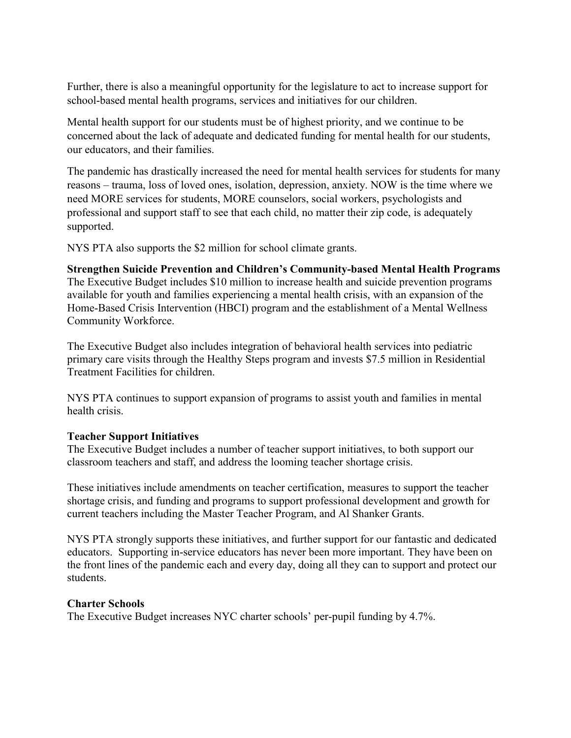Further, there is also a meaningful opportunity for the legislature to act to increase support for school-based mental health programs, services and initiatives for our children.

Mental health support for our students must be of highest priority, and we continue to be concerned about the lack of adequate and dedicated funding for mental health for our students, our educators, and their families.

The pandemic has drastically increased the need for mental health services for students for many reasons – trauma, loss of loved ones, isolation, depression, anxiety. NOW is the time where we need MORE services for students, MORE counselors, social workers, psychologists and professional and support staff to see that each child, no matter their zip code, is adequately supported.

NYS PTA also supports the $2 million for school climate grants.

**Strengthen Suicide Prevention and Children's Community-based Mental Health Programs**

The Executive Budget includes $10 million to increase health and suicide prevention programs available for youth and families experiencing a mental health crisis, with an expansion of the Home-Based Crisis Intervention (HBCI) program and the establishment of a Mental Wellness Community Workforce.

The Executive Budget also includes integration of behavioral health services into pediatric primary care visits through the Healthy Steps program and invests $7.5 million in Residential Treatment Facilities for children.

NYS PTA continues to support expansion of programs to assist youth and families in mental health crisis.

**Teacher Support Initiatives**

The Executive Budget includes a number of teacher support initiatives, to both support our classroom teachers and staff, and address the looming teacher shortage crisis.

These initiatives include amendments on teacher certification, measures to support the teacher shortage crisis, and funding and programs to support professional development and growth for current teachers including the Master Teacher Program, and Al Shanker Grants.

NYS PTA strongly supports these initiatives, and further support for our fantastic and dedicated educators. Supporting in-service educators has never been more important. They have been on the front lines of the pandemic each and every day, doing all they can to support and protect our students.

**Charter Schools**

The Executive Budget increases NYC charter schools' per-pupil funding by 4.7%.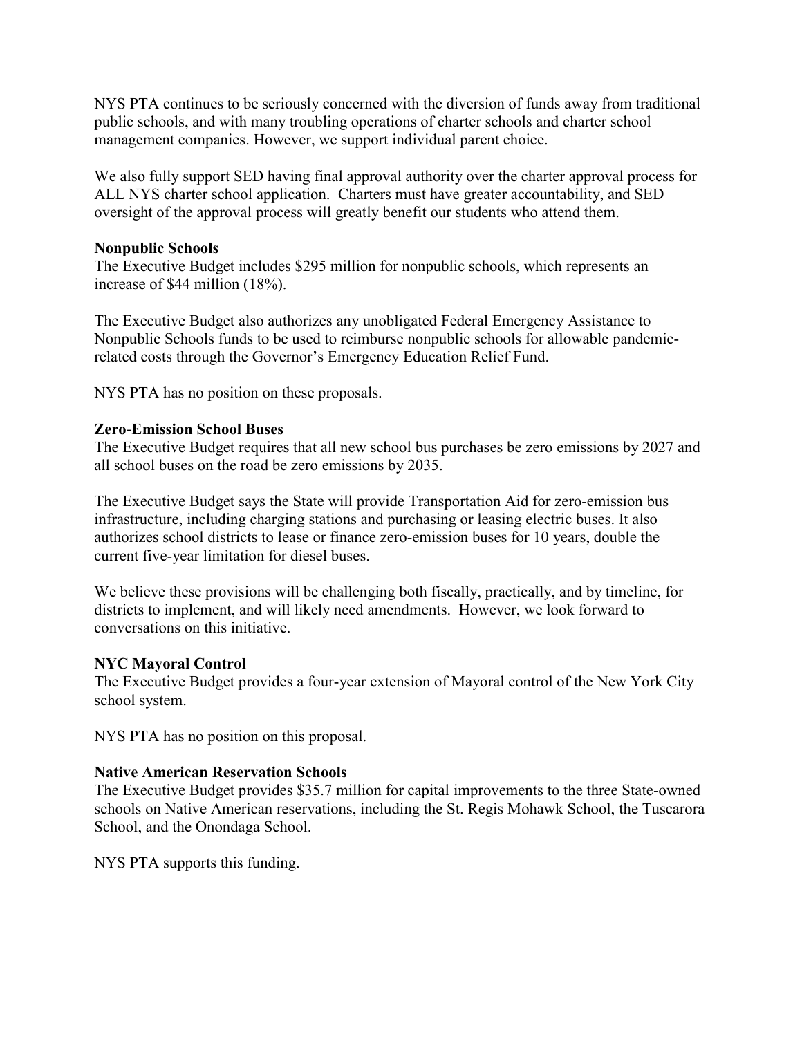NYS PTA continues to be seriously concerned with the diversion of funds away from traditional public schools, and with many troubling operations of charter schools and charter school management companies. However, we support individual parent choice.

We also fully support SED having final approval authority over the charter approval process for ALL NYS charter school application. Charters must have greater accountability, and SED oversight of the approval process will greatly benefit our students who attend them.

**Nonpublic Schools**

The Executive Budget includes $295 million for nonpublic schools, which represents an increase of $44 million (18%).

The Executive Budget also authorizes any unobligated Federal Emergency Assistance to Nonpublic Schools funds to be used to reimburse nonpublic schools for allowable pandemic-related costs through the Governor's Emergency Education Relief Fund.

NYS PTA has no position on these proposals.

**Zero-Emission School Buses**

The Executive Budget requires that all new school bus purchases be zero emissions by 2027 and all school buses on the road be zero emissions by 2035.

The Executive Budget says the State will provide Transportation Aid for zero-emission bus infrastructure, including charging stations and purchasing or leasing electric buses. It also authorizes school districts to lease or finance zero-emission buses for 10 years, double the current five-year limitation for diesel buses.

We believe these provisions will be challenging both fiscally, practically, and by timeline, for districts to implement, and will likely need amendments. However, we look forward to conversations on this initiative.

**NYC Mayoral Control**

The Executive Budget provides a four-year extension of Mayoral control of the New York City school system.

NYS PTA has no position on this proposal.

**Native American Reservation Schools**

The Executive Budget provides $35.7 million for capital improvements to the three State-owned schools on Native American reservations, including the St. Regis Mohawk School, the Tuscarora School, and the Onondaga School.

NYS PTA supports this funding.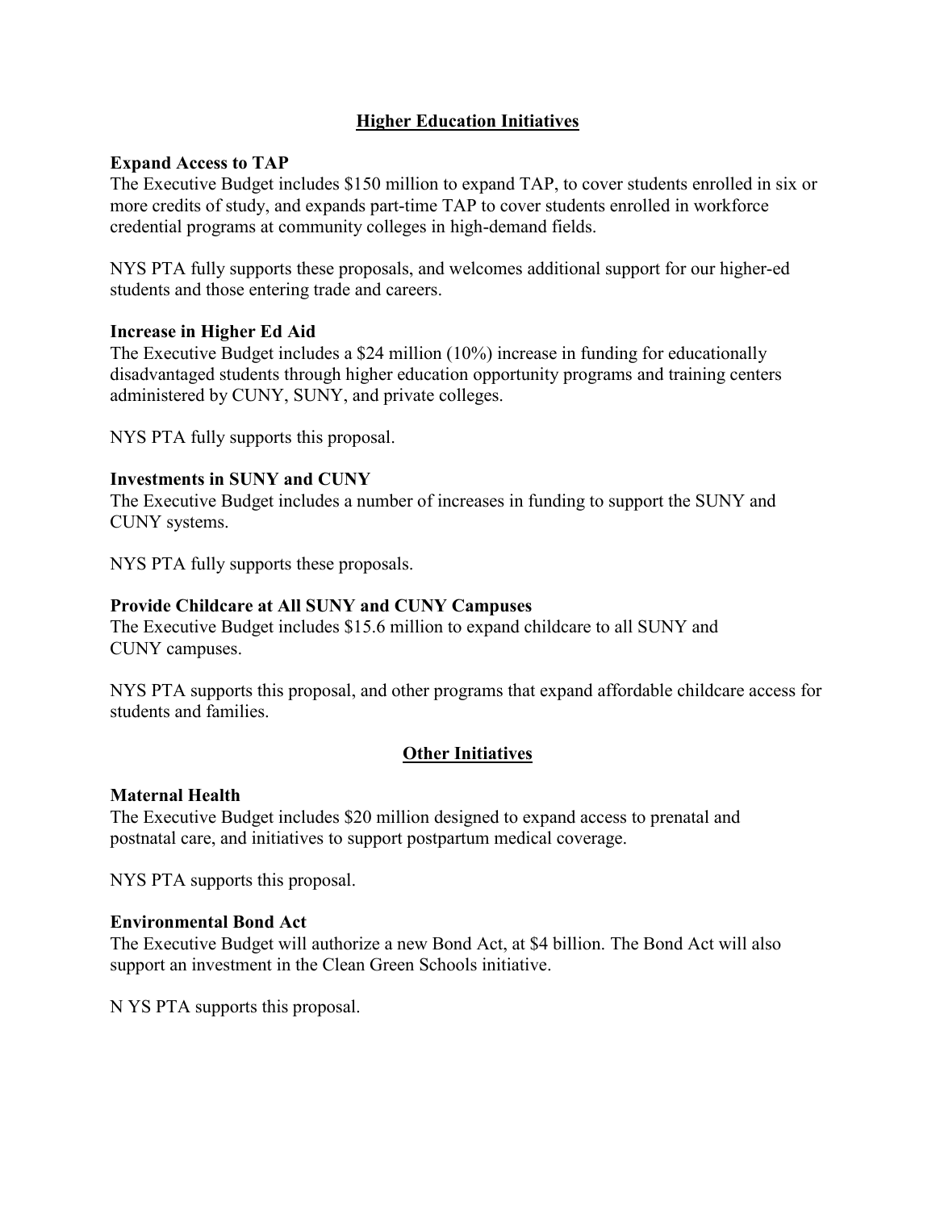## Higher Education Initiatives

**Expand Access to TAP**

The Executive Budget includes $150 million to expand TAP, to cover students enrolled in six or more credits of study, and expands part-time TAP to cover students enrolled in workforce credential programs at community colleges in high-demand fields.

NYS PTA fully supports these proposals, and welcomes additional support for our higher-ed students and those entering trade and careers.

**Increase in Higher Ed Aid**

The Executive Budget includes a $24 million (10%) increase in funding for educationally disadvantaged students through higher education opportunity programs and training centers administered by CUNY, SUNY, and private colleges.

NYS PTA fully supports this proposal.

**Investments in SUNY and CUNY**

The Executive Budget includes a number of increases in funding to support the SUNY and CUNY systems.

NYS PTA fully supports these proposals.

**Provide Childcare at All SUNY and CUNY Campuses**

The Executive Budget includes $15.6 million to expand childcare to all SUNY and CUNY campuses.

NYS PTA supports this proposal, and other programs that expand affordable childcare access for students and families.

## Other Initiatives

**Maternal Health**

The Executive Budget includes $20 million designed to expand access to prenatal and postnatal care, and initiatives to support postpartum medical coverage.

NYS PTA supports this proposal.

**Environmental Bond Act**

The Executive Budget will authorize a new Bond Act, at $4 billion. The Bond Act will also support an investment in the Clean Green Schools initiative.

N YS PTA supports this proposal.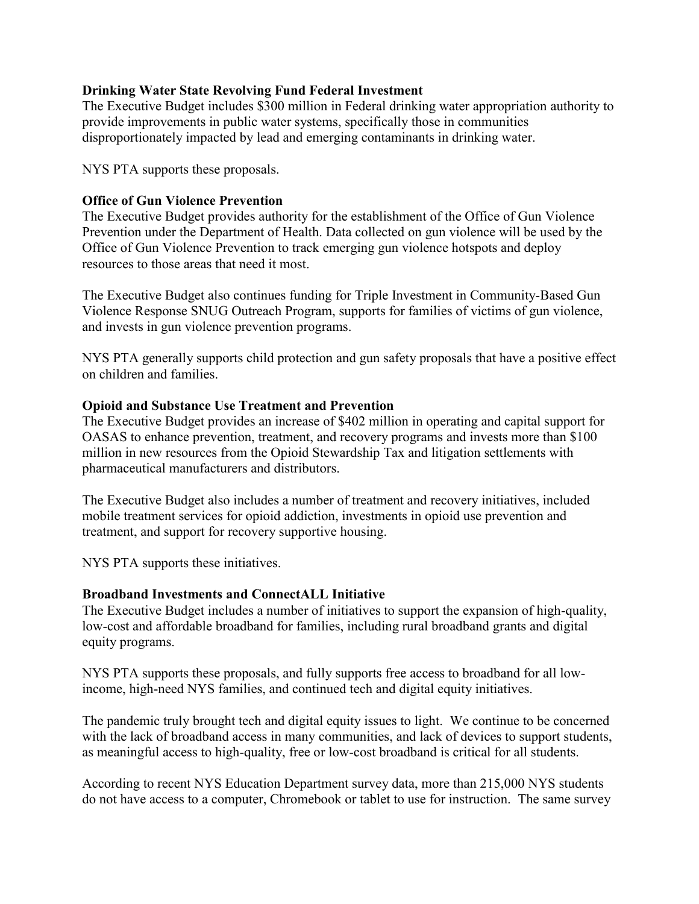**Drinking Water State Revolving Fund Federal Investment**
The Executive Budget includes $300 million in Federal drinking water appropriation authority to provide improvements in public water systems, specifically those in communities disproportionately impacted by lead and emerging contaminants in drinking water.

NYS PTA supports these proposals.

**Office of Gun Violence Prevention**
The Executive Budget provides authority for the establishment of the Office of Gun Violence Prevention under the Department of Health. Data collected on gun violence will be used by the Office of Gun Violence Prevention to track emerging gun violence hotspots and deploy resources to those areas that need it most.

The Executive Budget also continues funding for Triple Investment in Community-Based Gun Violence Response SNUG Outreach Program, supports for families of victims of gun violence, and invests in gun violence prevention programs.

NYS PTA generally supports child protection and gun safety proposals that have a positive effect on children and families.

**Opioid and Substance Use Treatment and Prevention**
The Executive Budget provides an increase of $402 million in operating and capital support for OASAS to enhance prevention, treatment, and recovery programs and invests more than $100 million in new resources from the Opioid Stewardship Tax and litigation settlements with pharmaceutical manufacturers and distributors.

The Executive Budget also includes a number of treatment and recovery initiatives, included mobile treatment services for opioid addiction, investments in opioid use prevention and treatment, and support for recovery supportive housing.

NYS PTA supports these initiatives.

**Broadband Investments and ConnectALL Initiative**
The Executive Budget includes a number of initiatives to support the expansion of high-quality, low-cost and affordable broadband for families, including rural broadband grants and digital equity programs.

NYS PTA supports these proposals, and fully supports free access to broadband for all low-income, high-need NYS families, and continued tech and digital equity initiatives.

The pandemic truly brought tech and digital equity issues to light. We continue to be concerned with the lack of broadband access in many communities, and lack of devices to support students, as meaningful access to high-quality, free or low-cost broadband is critical for all students.

According to recent NYS Education Department survey data, more than 215,000 NYS students do not have access to a computer, Chromebook or tablet to use for instruction. The same survey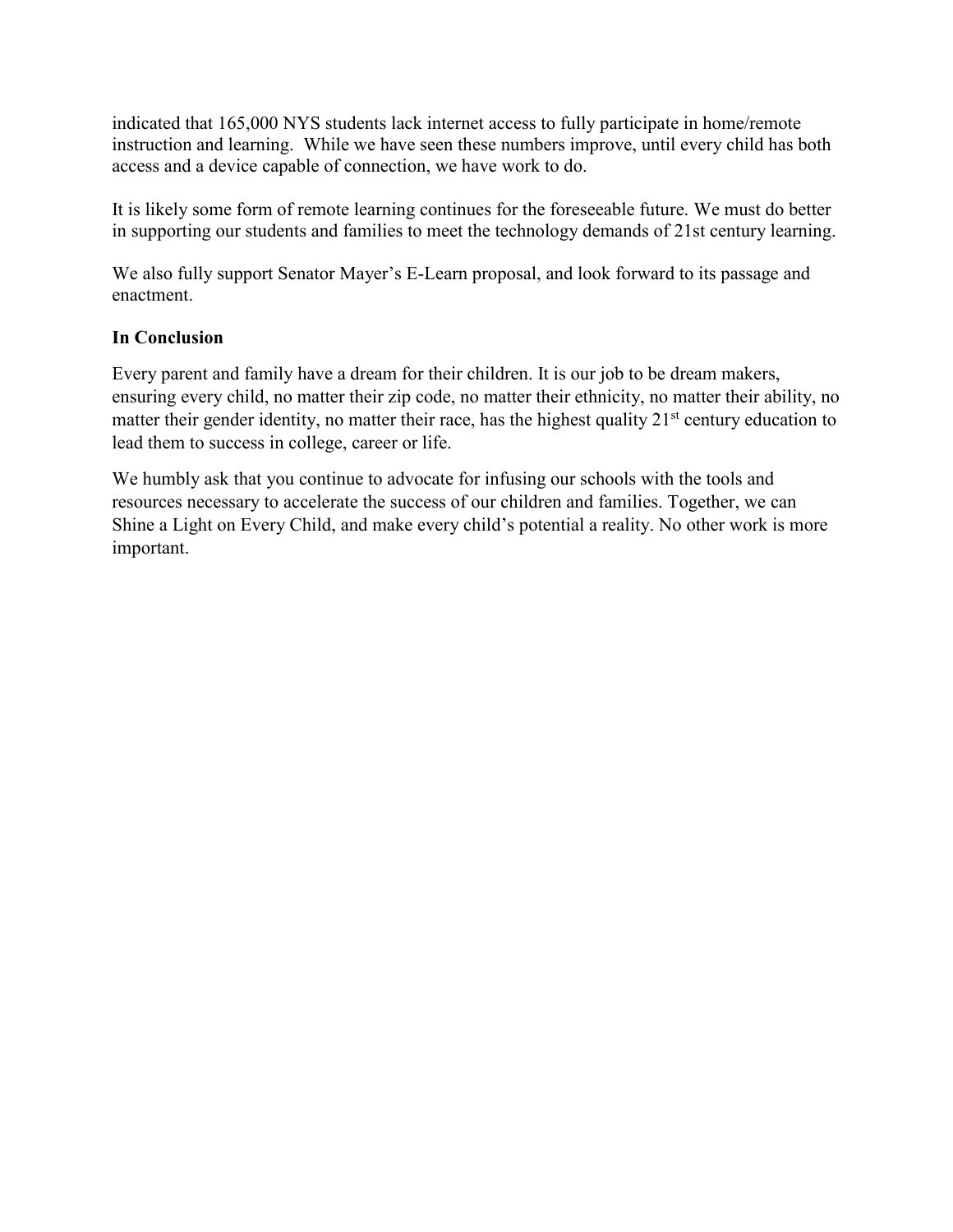indicated that 165,000 NYS students lack internet access to fully participate in home/remote instruction and learning. While we have seen these numbers improve, until every child has both access and a device capable of connection, we have work to do.

It is likely some form of remote learning continues for the foreseeable future. We must do better in supporting our students and families to meet the technology demands of 21st century learning.

We also fully support Senator Mayer's E-Learn proposal, and look forward to its passage and enactment.

**In Conclusion**

Every parent and family have a dream for their children. It is our job to be dream makers, ensuring every child, no matter their zip code, no matter their ethnicity, no matter their ability, no matter their gender identity, no matter their race, has the highest quality 21st century education to lead them to success in college, career or life.

We humbly ask that you continue to advocate for infusing our schools with the tools and resources necessary to accelerate the success of our children and families. Together, we can Shine a Light on Every Child, and make every child's potential a reality. No other work is more important.